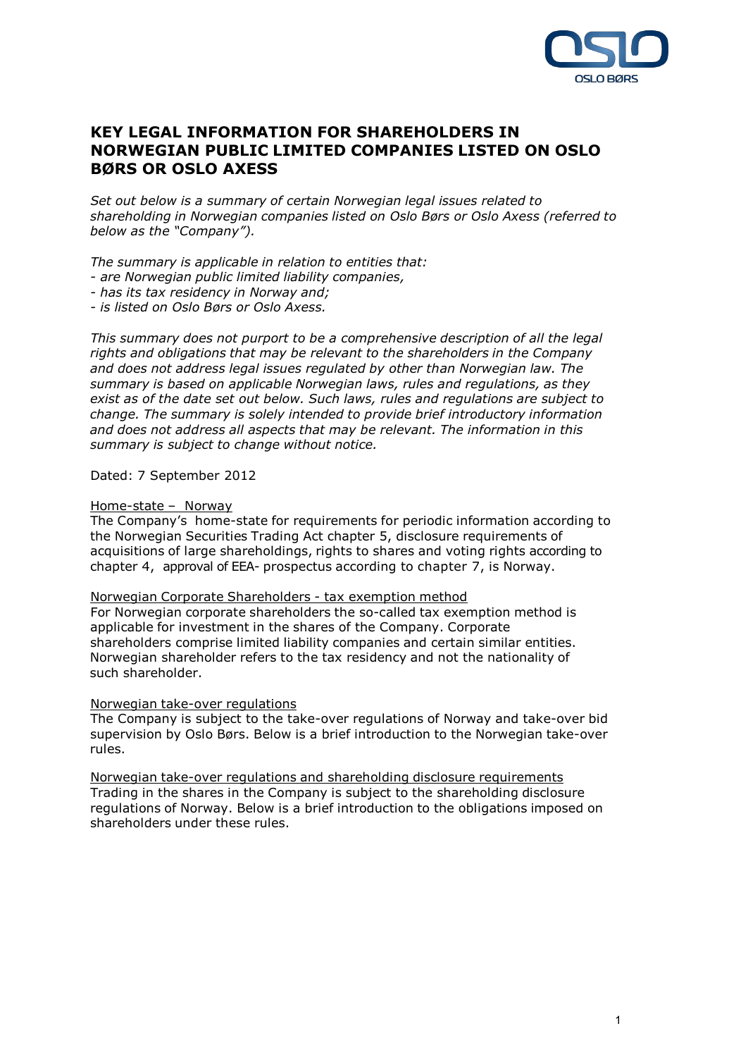# KEY LEGAL INFORMATION FOR SHAREHOLDERS IN NORWEGIAN PUBLIC LIMITED COMPANIES LISTED ON OSLO BØRS OR OSLO AXESS

*Set out below is a summary of certain Norwegian legal issues related to shareholding in Norwegian companies listed on Oslo Børs or Oslo Axess (referred to below as the "Company").*

*The summary is applicable in relation to entities that:*
*- are Norwegian public limited liability companies,*
*- has its tax residency in Norway and;*
*- is listed on Oslo Børs or Oslo Axess.*

*This summary does not purport to be a comprehensive description of all the legal rights and obligations that may be relevant to the shareholders in the Company and does not address legal issues regulated by other than Norwegian law. The summary is based on applicable Norwegian laws, rules and regulations, as they exist as of the date set out below. Such laws, rules and regulations are subject to change. The summary is solely intended to provide brief introductory information and does not address all aspects that may be relevant. The information in this summary is subject to change without notice.*

Dated: 7 September 2012

<u>Home-state – Norway</u>
The Company's home-state for requirements for periodic information according to the Norwegian Securities Trading Act chapter 5, disclosure requirements of acquisitions of large shareholdings, rights to shares and voting rights according to chapter 4, approval of EEA- prospectus according to chapter 7, is Norway.

<u>Norwegian Corporate Shareholders - tax exemption method</u>
For Norwegian corporate shareholders the so-called tax exemption method is applicable for investment in the shares of the Company. Corporate shareholders comprise limited liability companies and certain similar entities. Norwegian shareholder refers to the tax residency and not the nationality of such shareholder.

<u>Norwegian take-over regulations</u>
The Company is subject to the take-over regulations of Norway and take-over bid supervision by Oslo Børs. Below is a brief introduction to the Norwegian take-over rules.

<u>Norwegian take-over regulations and shareholding disclosure requirements</u>
Trading in the shares in the Company is subject to the shareholding disclosure regulations of Norway. Below is a brief introduction to the obligations imposed on shareholders under these rules.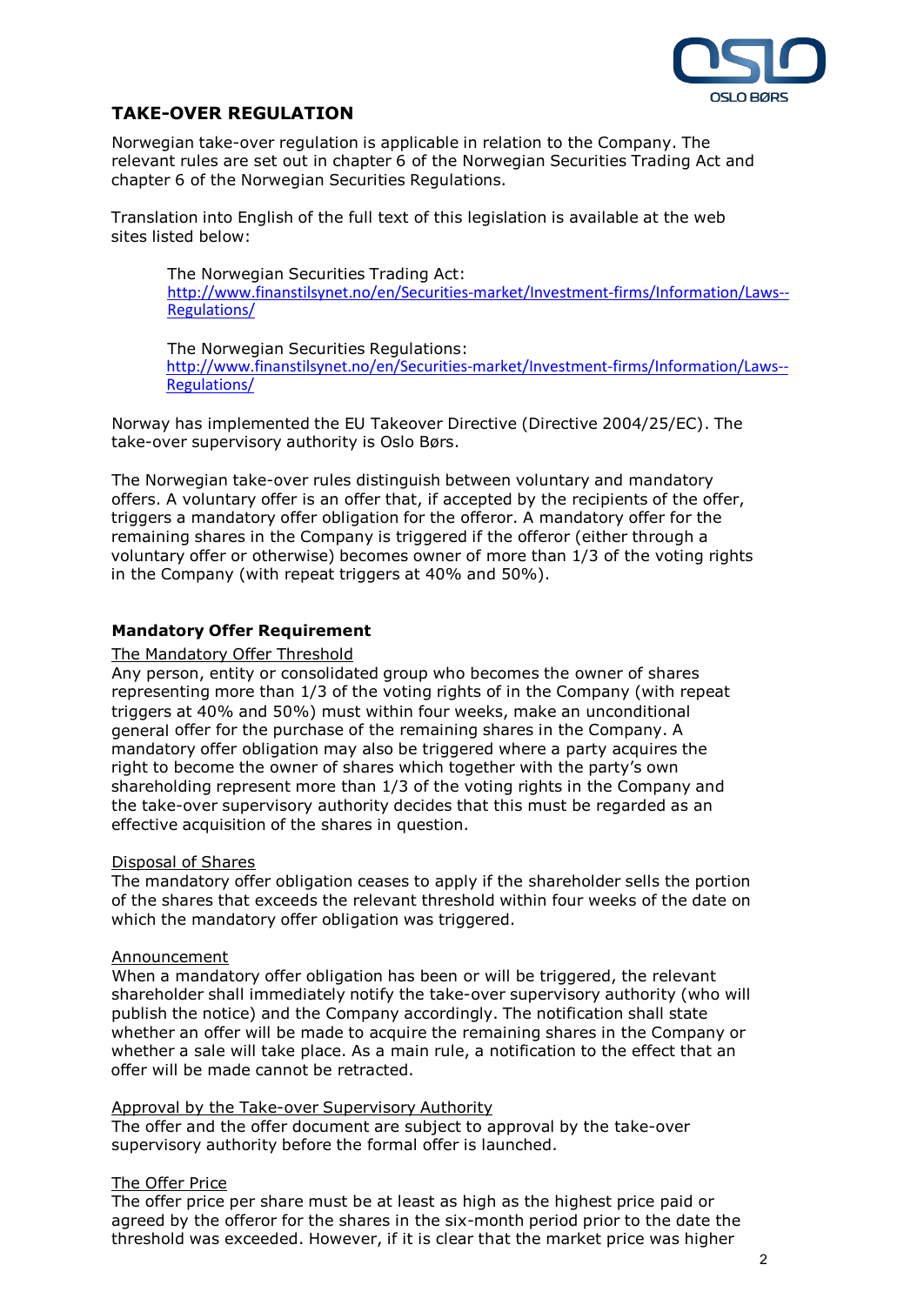## TAKE-OVER REGULATION

Norwegian take-over regulation is applicable in relation to the Company. The relevant rules are set out in chapter 6 of the Norwegian Securities Trading Act and chapter 6 of the Norwegian Securities Regulations.

Translation into English of the full text of this legislation is available at the web sites listed below:

> The Norwegian Securities Trading Act:
> [http://www.finanstilsynet.no/en/Securities-market/Investment-firms/Information/Laws--Regulations/](http://www.finanstilsynet.no/en/Securities-market/Investment-firms/Information/Laws--Regulations/)
>
> The Norwegian Securities Regulations:
> [http://www.finanstilsynet.no/en/Securities-market/Investment-firms/Information/Laws--Regulations/](http://www.finanstilsynet.no/en/Securities-market/Investment-firms/Information/Laws--Regulations/)

Norway has implemented the EU Takeover Directive (Directive 2004/25/EC). The take-over supervisory authority is Oslo Børs.

The Norwegian take-over rules distinguish between voluntary and mandatory offers. A voluntary offer is an offer that, if accepted by the recipients of the offer, triggers a mandatory offer obligation for the offeror. A mandatory offer for the remaining shares in the Company is triggered if the offeror (either through a voluntary offer or otherwise) becomes owner of more than 1/3 of the voting rights in the Company (with repeat triggers at 40% and 50%).

### Mandatory Offer Requirement

<u>The Mandatory Offer Threshold</u>

Any person, entity or consolidated group who becomes the owner of shares representing more than 1/3 of the voting rights of in the Company (with repeat triggers at 40% and 50%) must within four weeks, make an unconditional general offer for the purchase of the remaining shares in the Company. A mandatory offer obligation may also be triggered where a party acquires the right to become the owner of shares which together with the party's own shareholding represent more than 1/3 of the voting rights in the Company and the take-over supervisory authority decides that this must be regarded as an effective acquisition of the shares in question.

<u>Disposal of Shares</u>

The mandatory offer obligation ceases to apply if the shareholder sells the portion of the shares that exceeds the relevant threshold within four weeks of the date on which the mandatory offer obligation was triggered.

<u>Announcement</u>

When a mandatory offer obligation has been or will be triggered, the relevant shareholder shall immediately notify the take-over supervisory authority (who will publish the notice) and the Company accordingly. The notification shall state whether an offer will be made to acquire the remaining shares in the Company or whether a sale will take place. As a main rule, a notification to the effect that an offer will be made cannot be retracted.

<u>Approval by the Take-over Supervisory Authority</u>

The offer and the offer document are subject to approval by the take-over supervisory authority before the formal offer is launched.

<u>The Offer Price</u>

The offer price per share must be at least as high as the highest price paid or agreed by the offeror for the shares in the six-month period prior to the date the threshold was exceeded. However, if it is clear that the market price was higher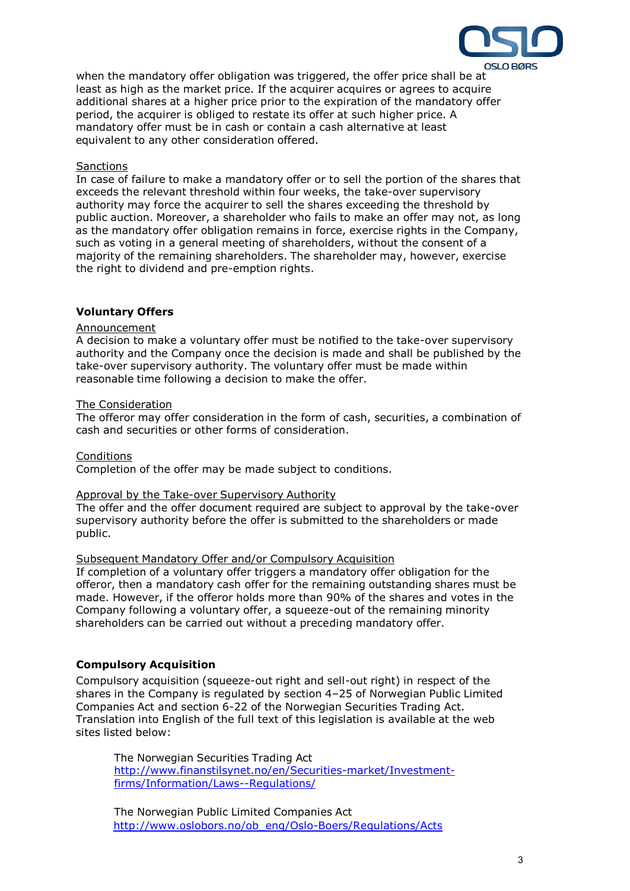when the mandatory offer obligation was triggered, the offer price shall be at least as high as the market price. If the acquirer acquires or agrees to acquire additional shares at a higher price prior to the expiration of the mandatory offer period, the acquirer is obliged to restate its offer at such higher price. A mandatory offer must be in cash or contain a cash alternative at least equivalent to any other consideration offered.

Sanctions

In case of failure to make a mandatory offer or to sell the portion of the shares that exceeds the relevant threshold within four weeks, the take-over supervisory authority may force the acquirer to sell the shares exceeding the threshold by public auction. Moreover, a shareholder who fails to make an offer may not, as long as the mandatory offer obligation remains in force, exercise rights in the Company, such as voting in a general meeting of shareholders, without the consent of a majority of the remaining shareholders. The shareholder may, however, exercise the right to dividend and pre-emption rights.

## Voluntary Offers

Announcement

A decision to make a voluntary offer must be notified to the take-over supervisory authority and the Company once the decision is made and shall be published by the take-over supervisory authority. The voluntary offer must be made within reasonable time following a decision to make the offer.

The Consideration

The offeror may offer consideration in the form of cash, securities, a combination of cash and securities or other forms of consideration.

Conditions

Completion of the offer may be made subject to conditions.

Approval by the Take-over Supervisory Authority

The offer and the offer document required are subject to approval by the take-over supervisory authority before the offer is submitted to the shareholders or made public.

Subsequent Mandatory Offer and/or Compulsory Acquisition

If completion of a voluntary offer triggers a mandatory offer obligation for the offeror, then a mandatory cash offer for the remaining outstanding shares must be made. However, if the offeror holds more than 90% of the shares and votes in the Company following a voluntary offer, a squeeze-out of the remaining minority shareholders can be carried out without a preceding mandatory offer.

## Compulsory Acquisition

Compulsory acquisition (squeeze-out right and sell-out right) in respect of the shares in the Company is regulated by section 4–25 of Norwegian Public Limited Companies Act and section 6-22 of the Norwegian Securities Trading Act. Translation into English of the full text of this legislation is available at the web sites listed below:

The Norwegian Securities Trading Act
http://www.finanstilsynet.no/en/Securities-market/Investment-firms/Information/Laws--Regulations/

The Norwegian Public Limited Companies Act
http://www.oslobors.no/ob_eng/Oslo-Boers/Regulations/Acts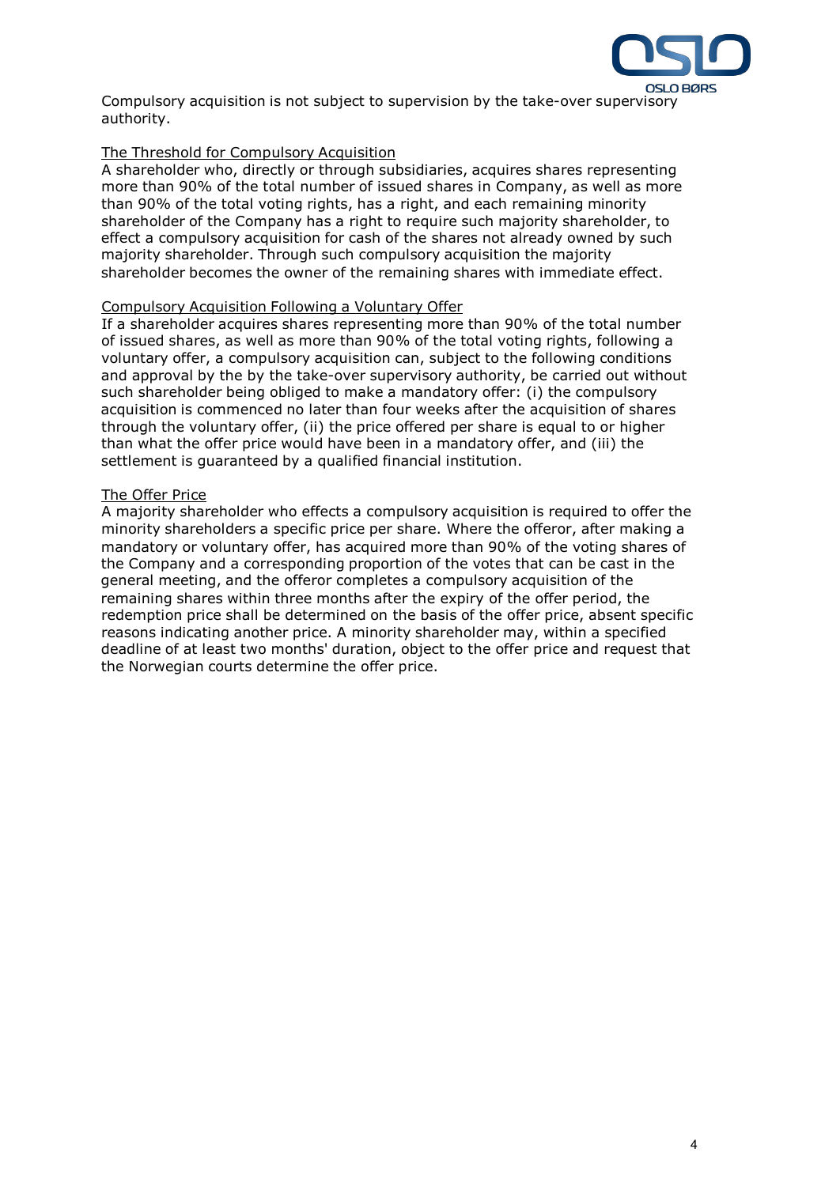Compulsory acquisition is not subject to supervision by the take-over supervisory authority.

The Threshold for Compulsory Acquisition

A shareholder who, directly or through subsidiaries, acquires shares representing more than 90% of the total number of issued shares in Company, as well as more than 90% of the total voting rights, has a right, and each remaining minority shareholder of the Company has a right to require such majority shareholder, to effect a compulsory acquisition for cash of the shares not already owned by such majority shareholder. Through such compulsory acquisition the majority shareholder becomes the owner of the remaining shares with immediate effect.

Compulsory Acquisition Following a Voluntary Offer

If a shareholder acquires shares representing more than 90% of the total number of issued shares, as well as more than 90% of the total voting rights, following a voluntary offer, a compulsory acquisition can, subject to the following conditions and approval by the by the take-over supervisory authority, be carried out without such shareholder being obliged to make a mandatory offer: (i) the compulsory acquisition is commenced no later than four weeks after the acquisition of shares through the voluntary offer, (ii) the price offered per share is equal to or higher than what the offer price would have been in a mandatory offer, and (iii) the settlement is guaranteed by a qualified financial institution.

The Offer Price

A majority shareholder who effects a compulsory acquisition is required to offer the minority shareholders a specific price per share. Where the offeror, after making a mandatory or voluntary offer, has acquired more than 90% of the voting shares of the Company and a corresponding proportion of the votes that can be cast in the general meeting, and the offeror completes a compulsory acquisition of the remaining shares within three months after the expiry of the offer period, the redemption price shall be determined on the basis of the offer price, absent specific reasons indicating another price. A minority shareholder may, within a specified deadline of at least two months' duration, object to the offer price and request that the Norwegian courts determine the offer price.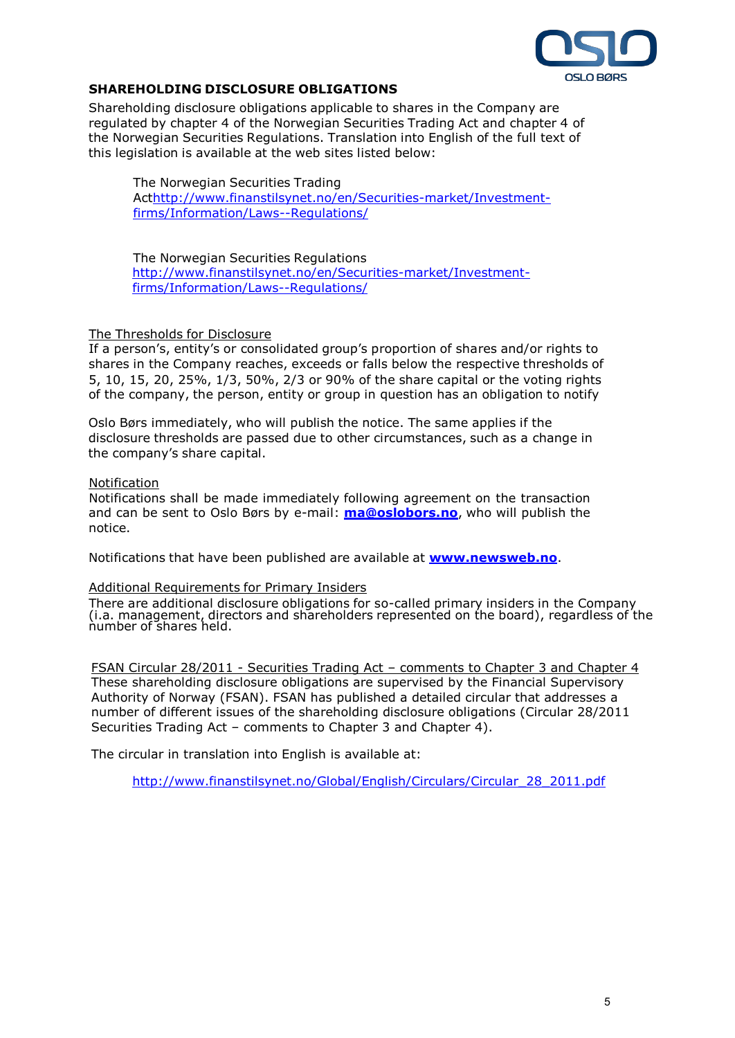## SHAREHOLDING DISCLOSURE OBLIGATIONS

Shareholding disclosure obligations applicable to shares in the Company are regulated by chapter 4 of the Norwegian Securities Trading Act and chapter 4 of the Norwegian Securities Regulations. Translation into English of the full text of this legislation is available at the web sites listed below:

The Norwegian Securities Trading Acthttp://www.finanstilsynet.no/en/Securities-market/Investment-firms/Information/Laws--Regulations/

The Norwegian Securities Regulations
http://www.finanstilsynet.no/en/Securities-market/Investment-firms/Information/Laws--Regulations/

### The Thresholds for Disclosure

If a person's, entity's or consolidated group's proportion of shares and/or rights to shares in the Company reaches, exceeds or falls below the respective thresholds of 5, 10, 15, 20, 25%, 1/3, 50%, 2/3 or 90% of the share capital or the voting rights of the company, the person, entity or group in question has an obligation to notify

Oslo Børs immediately, who will publish the notice. The same applies if the disclosure thresholds are passed due to other circumstances, such as a change in the company's share capital.

### Notification

Notifications shall be made immediately following agreement on the transaction and can be sent to Oslo Børs by e-mail: **ma@oslobors.no**, who will publish the notice.

Notifications that have been published are available at **www.newsweb.no**.

### Additional Requirements for Primary Insiders

There are additional disclosure obligations for so-called primary insiders in the Company (i.a. management, directors and shareholders represented on the board), regardless of the number of shares held.

### FSAN Circular 28/2011 - Securities Trading Act – comments to Chapter 3 and Chapter 4

These shareholding disclosure obligations are supervised by the Financial Supervisory Authority of Norway (FSAN). FSAN has published a detailed circular that addresses a number of different issues of the shareholding disclosure obligations (Circular 28/2011 Securities Trading Act – comments to Chapter 3 and Chapter 4).

The circular in translation into English is available at:

http://www.finanstilsynet.no/Global/English/Circulars/Circular_28_2011.pdf